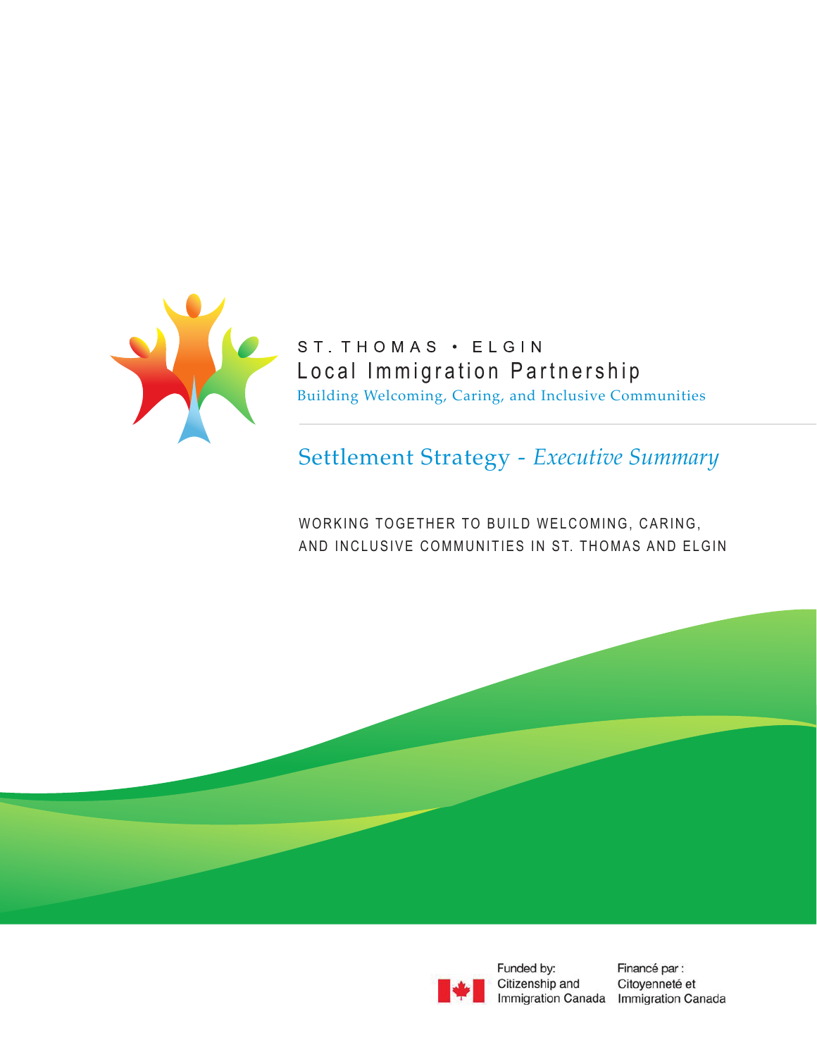ST. THOMAS • ELGIN

Local Immigration Partnership

Building Welcoming, Caring, and Inclusive Communities

# Settlement Strategy - *Executive Summary*

WORKING TOGETHER TO BUILD WELCOMING, CARING, AND INCLUSIVE COMMUNITIES IN ST. THOMAS AND ELGIN

Funded by: Citizenship and Immigration Canada

Financé par : Citoyenneté et Immigration Canada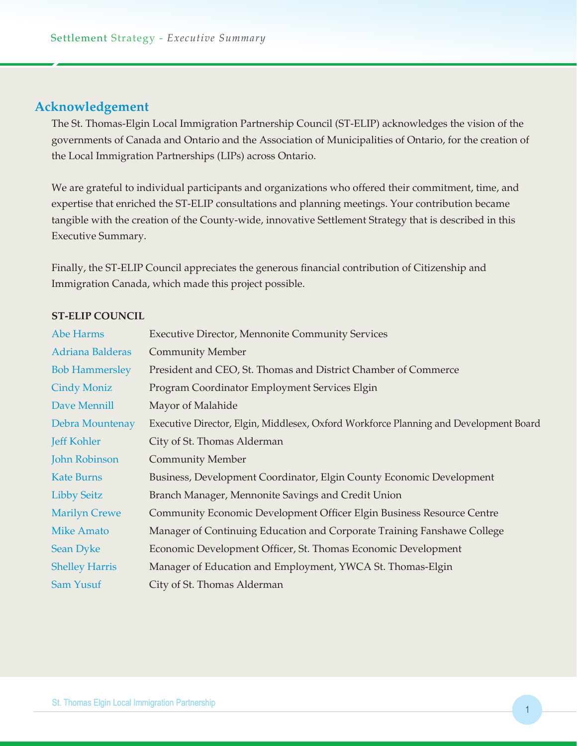## Acknowledgement

The St. Thomas-Elgin Local Immigration Partnership Council (ST-ELIP) acknowledges the vision of the governments of Canada and Ontario and the Association of Municipalities of Ontario, for the creation of the Local Immigration Partnerships (LIPs) across Ontario.

We are grateful to individual participants and organizations who offered their commitment, time, and expertise that enriched the ST-ELIP consultations and planning meetings. Your contribution became tangible with the creation of the County-wide, innovative Settlement Strategy that is described in this Executive Summary.

Finally, the ST-ELIP Council appreciates the generous financial contribution of Citizenship and Immigration Canada, which made this project possible.

**ST-ELIP COUNCIL**

| | |
|---|---|
| Abe Harms | Executive Director, Mennonite Community Services |
| Adriana Balderas | Community Member |
| Bob Hammersley | President and CEO, St. Thomas and District Chamber of Commerce |
| Cindy Moniz | Program Coordinator Employment Services Elgin |
| Dave Mennill | Mayor of Malahide |
| Debra Mountenay | Executive Director, Elgin, Middlesex, Oxford Workforce Planning and Development Board |
| Jeff Kohler | City of St. Thomas Alderman |
| John Robinson | Community Member |
| Kate Burns | Business, Development Coordinator, Elgin County Economic Development |
| Libby Seitz | Branch Manager, Mennonite Savings and Credit Union |
| Marilyn Crewe | Community Economic Development Officer Elgin Business Resource Centre |
| Mike Amato | Manager of Continuing Education and Corporate Training Fanshawe College |
| Sean Dyke | Economic Development Officer, St. Thomas Economic Development |
| Shelley Harris | Manager of Education and Employment, YWCA St. Thomas-Elgin |
| Sam Yusuf | City of St. Thomas Alderman |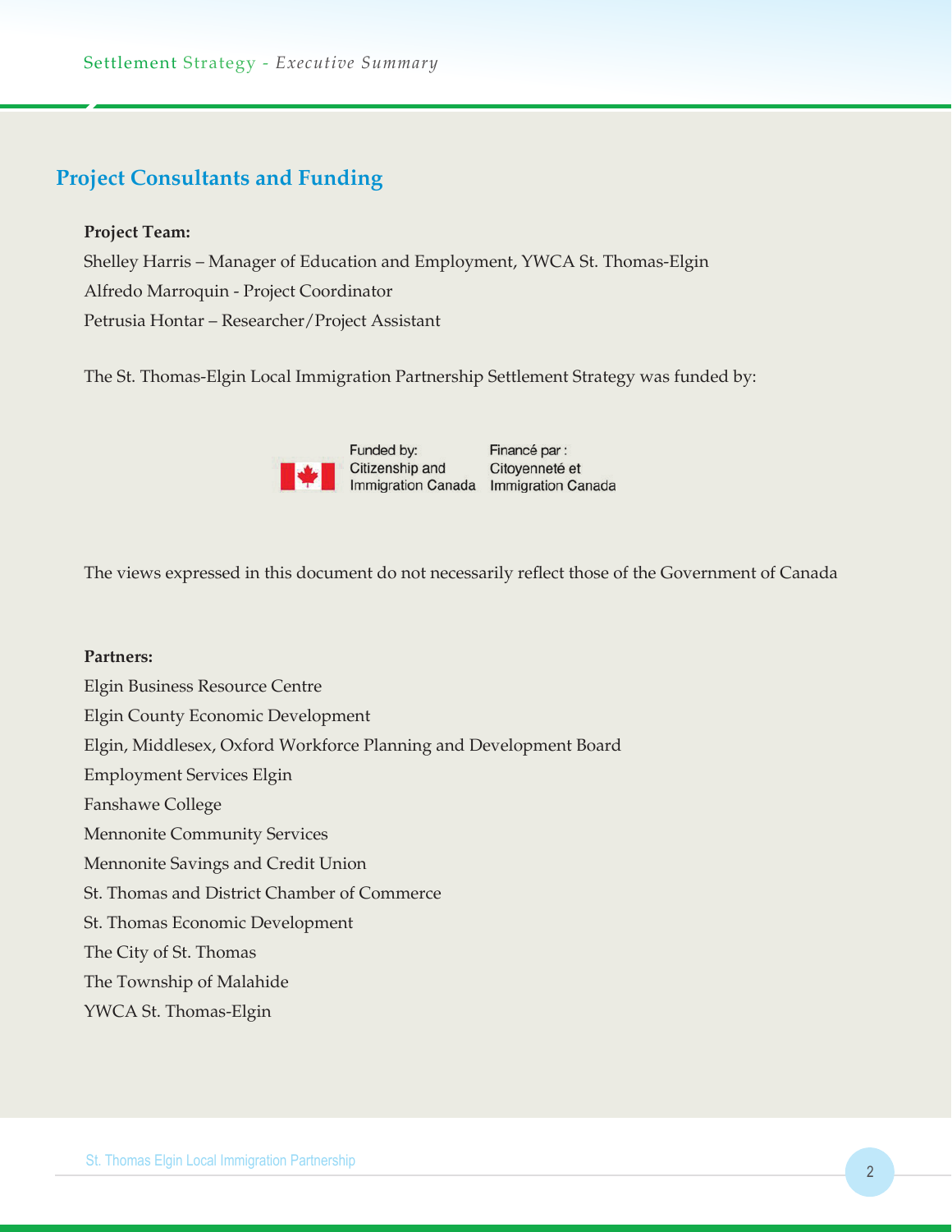## Project Consultants and Funding

**Project Team:**

Shelley Harris – Manager of Education and Employment, YWCA St. Thomas-Elgin

Alfredo Marroquin - Project Coordinator

Petrusia Hontar – Researcher/Project Assistant

The St. Thomas-Elgin Local Immigration Partnership Settlement Strategy was funded by:

Funded by: Citizenship and Immigration Canada | Financé par : Citoyenneté et Immigration Canada

The views expressed in this document do not necessarily reflect those of the Government of Canada

**Partners:**

Elgin Business Resource Centre

Elgin County Economic Development

Elgin, Middlesex, Oxford Workforce Planning and Development Board

Employment Services Elgin

Fanshawe College

Mennonite Community Services

Mennonite Savings and Credit Union

St. Thomas and District Chamber of Commerce

St. Thomas Economic Development

The City of St. Thomas

The Township of Malahide

YWCA St. Thomas-Elgin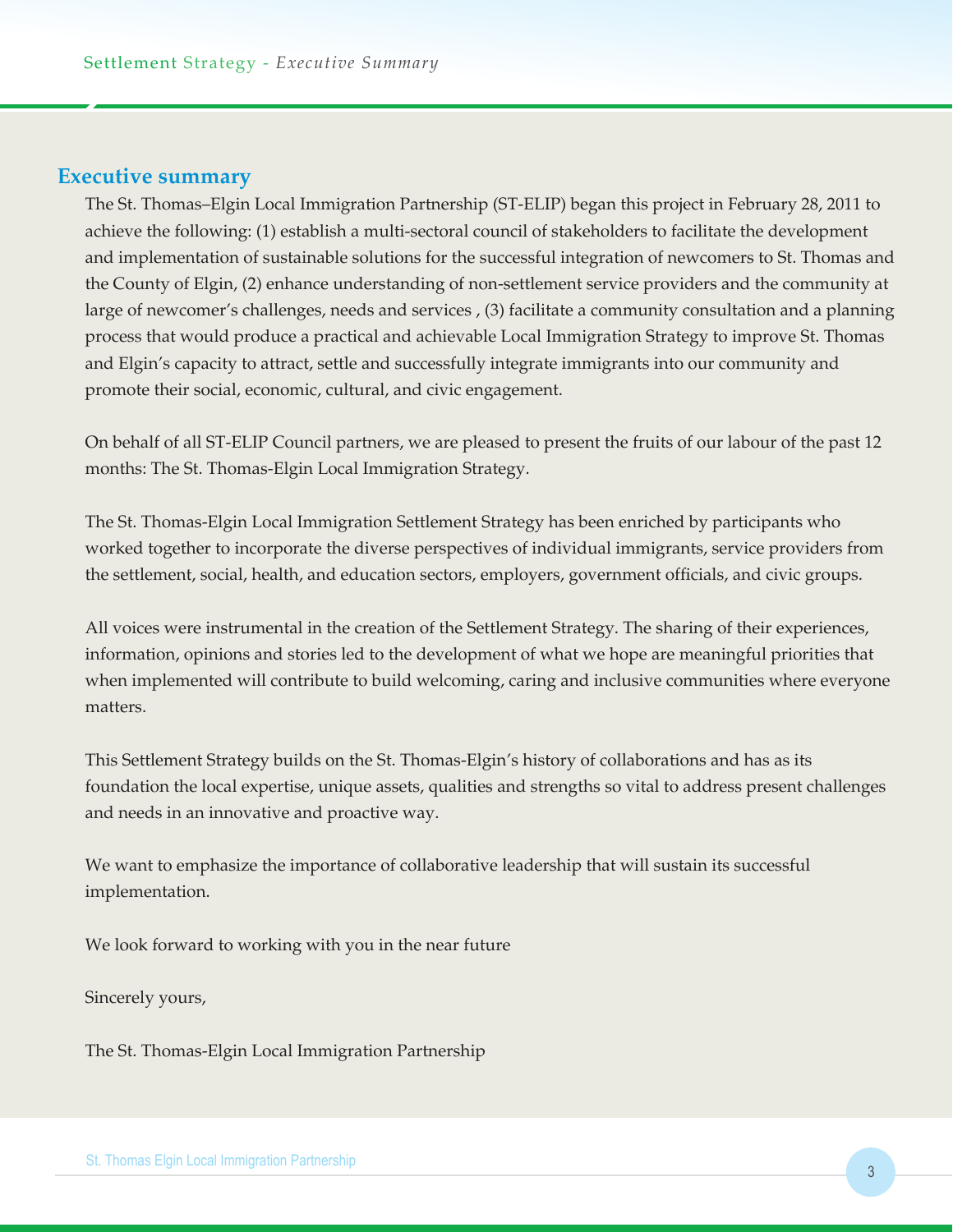## Executive summary

The St. Thomas–Elgin Local Immigration Partnership (ST-ELIP) began this project in February 28, 2011 to achieve the following: (1) establish a multi-sectoral council of stakeholders to facilitate the development and implementation of sustainable solutions for the successful integration of newcomers to St. Thomas and the County of Elgin, (2) enhance understanding of non-settlement service providers and the community at large of newcomer's challenges, needs and services , (3) facilitate a community consultation and a planning process that would produce a practical and achievable Local Immigration Strategy to improve St. Thomas and Elgin's capacity to attract, settle and successfully integrate immigrants into our community and promote their social, economic, cultural, and civic engagement.

On behalf of all ST-ELIP Council partners, we are pleased to present the fruits of our labour of the past 12 months: The St. Thomas-Elgin Local Immigration Strategy.

The St. Thomas-Elgin Local Immigration Settlement Strategy has been enriched by participants who worked together to incorporate the diverse perspectives of individual immigrants, service providers from the settlement, social, health, and education sectors, employers, government officials, and civic groups.

All voices were instrumental in the creation of the Settlement Strategy. The sharing of their experiences, information, opinions and stories led to the development of what we hope are meaningful priorities that when implemented will contribute to build welcoming, caring and inclusive communities where everyone matters.

This Settlement Strategy builds on the St. Thomas-Elgin's history of collaborations and has as its foundation the local expertise, unique assets, qualities and strengths so vital to address present challenges and needs in an innovative and proactive way.

We want to emphasize the importance of collaborative leadership that will sustain its successful implementation.

We look forward to working with you in the near future

Sincerely yours,

The St. Thomas-Elgin Local Immigration Partnership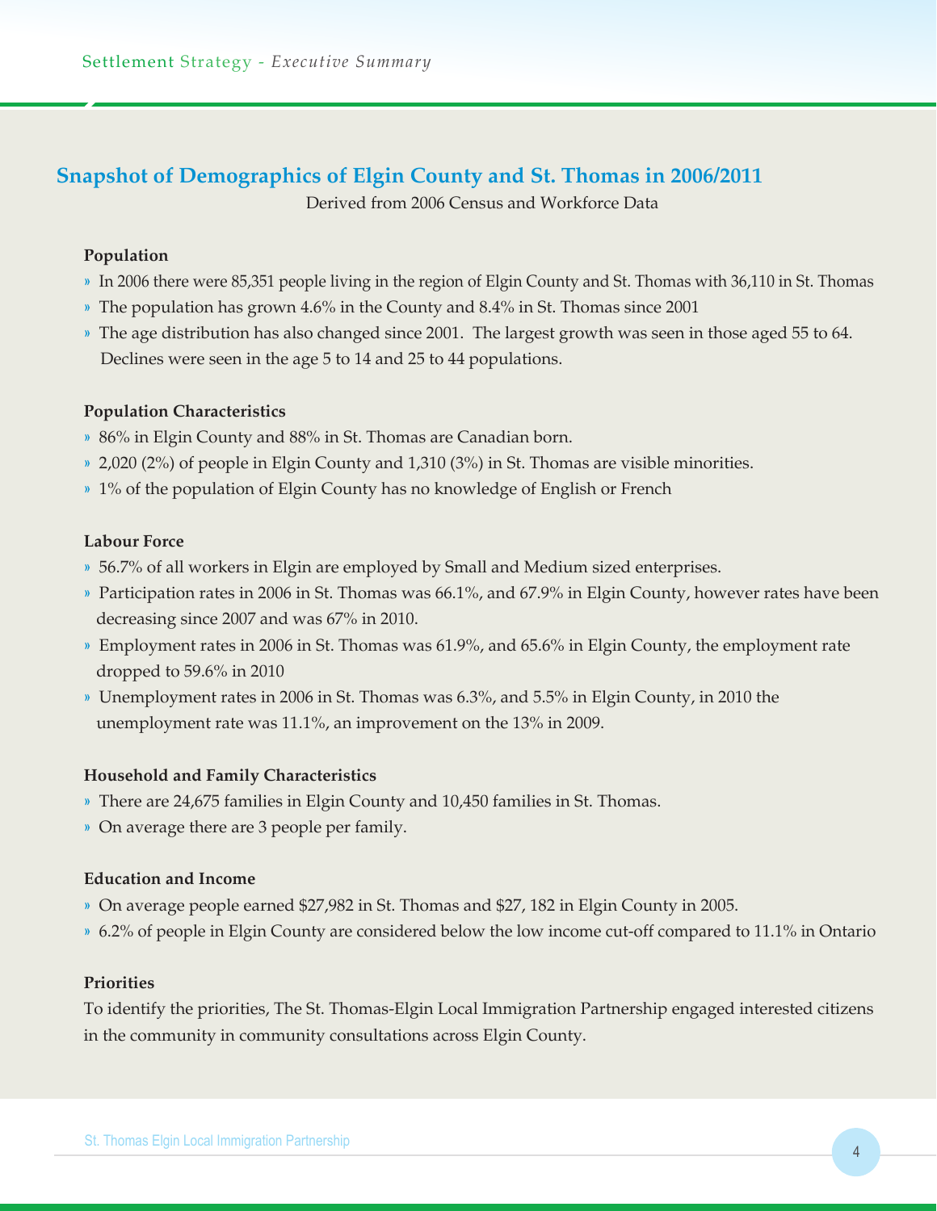## Snapshot of Demographics of Elgin County and St. Thomas in 2006/2011

Derived from 2006 Census and Workforce Data

**Population**

- In 2006 there were 85,351 people living in the region of Elgin County and St. Thomas with 36,110 in St. Thomas
- The population has grown 4.6% in the County and 8.4% in St. Thomas since 2001
- The age distribution has also changed since 2001. The largest growth was seen in those aged 55 to 64. Declines were seen in the age 5 to 14 and 25 to 44 populations.

**Population Characteristics**

- 86% in Elgin County and 88% in St. Thomas are Canadian born.
- 2,020 (2%) of people in Elgin County and 1,310 (3%) in St. Thomas are visible minorities.
- 1% of the population of Elgin County has no knowledge of English or French

**Labour Force**

- 56.7% of all workers in Elgin are employed by Small and Medium sized enterprises.
- Participation rates in 2006 in St. Thomas was 66.1%, and 67.9% in Elgin County, however rates have been decreasing since 2007 and was 67% in 2010.
- Employment rates in 2006 in St. Thomas was 61.9%, and 65.6% in Elgin County, the employment rate dropped to 59.6% in 2010
- Unemployment rates in 2006 in St. Thomas was 6.3%, and 5.5% in Elgin County, in 2010 the unemployment rate was 11.1%, an improvement on the 13% in 2009.

**Household and Family Characteristics**

- There are 24,675 families in Elgin County and 10,450 families in St. Thomas.
- On average there are 3 people per family.

**Education and Income**

- On average people earned $27,982 in St. Thomas and $27, 182 in Elgin County in 2005.
- 6.2% of people in Elgin County are considered below the low income cut-off compared to 11.1% in Ontario

**Priorities**

To identify the priorities, The St. Thomas-Elgin Local Immigration Partnership engaged interested citizens in the community in community consultations across Elgin County.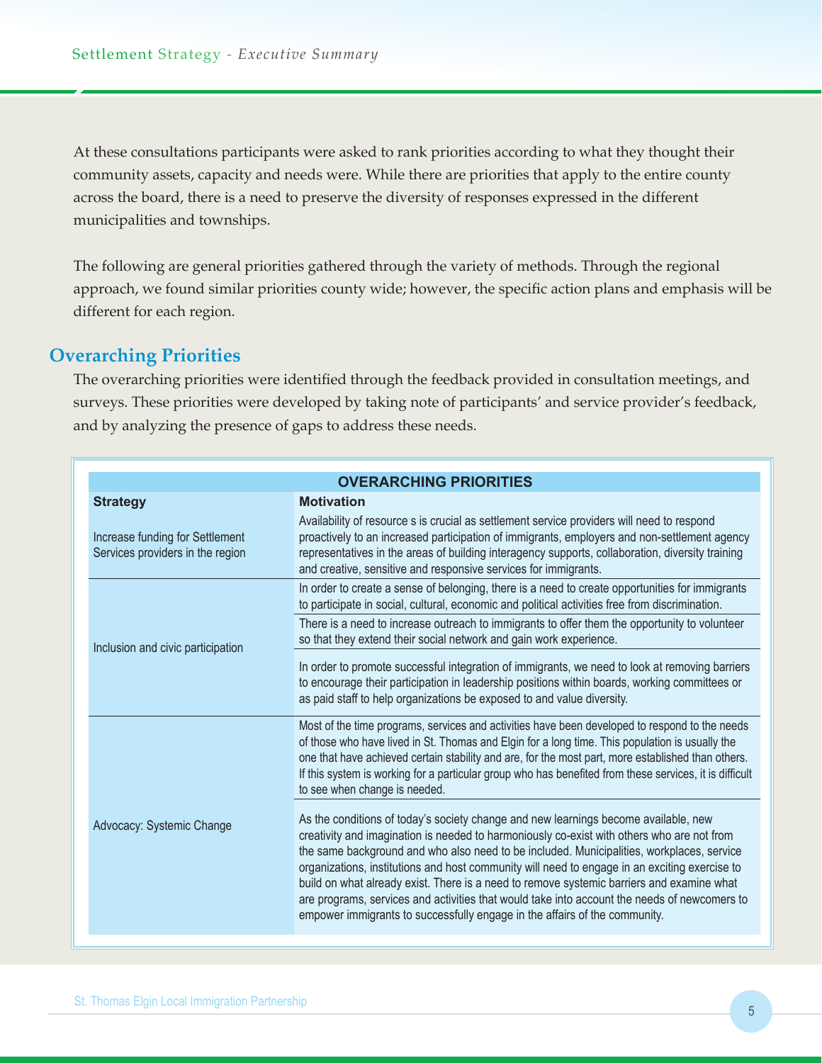At these consultations participants were asked to rank priorities according to what they thought their community assets, capacity and needs were. While there are priorities that apply to the entire county across the board, there is a need to preserve the diversity of responses expressed in the different municipalities and townships.

The following are general priorities gathered through the variety of methods. Through the regional approach, we found similar priorities county wide; however, the specific action plans and emphasis will be different for each region.

## Overarching Priorities

The overarching priorities were identified through the feedback provided in consultation meetings, and surveys. These priorities were developed by taking note of participants' and service provider's feedback, and by analyzing the presence of gaps to address these needs.

| **OVERARCHING PRIORITIES** | |
|---|---|
| **Strategy** | **Motivation** |
| Increase funding for Settlement Services providers in the region | Availability of resource s is crucial as settlement service providers will need to respond proactively to an increased participation of immigrants, employers and non-settlement agency representatives in the areas of building interagency supports, collaboration, diversity training and creative, sensitive and responsive services for immigrants. |
| Inclusion and civic participation | In order to create a sense of belonging, there is a need to create opportunities for immigrants to participate in social, cultural, economic and political activities free from discrimination. |
| | There is a need to increase outreach to immigrants to offer them the opportunity to volunteer so that they extend their social network and gain work experience. |
| | In order to promote successful integration of immigrants, we need to look at removing barriers to encourage their participation in leadership positions within boards, working committees or as paid staff to help organizations be exposed to and value diversity. |
| Advocacy: Systemic Change | Most of the time programs, services and activities have been developed to respond to the needs of those who have lived in St. Thomas and Elgin for a long time. This population is usually the one that have achieved certain stability and are, for the most part, more established than others. If this system is working for a particular group who has benefited from these services, it is difficult to see when change is needed. |
| | As the conditions of today's society change and new learnings become available, new creativity and imagination is needed to harmoniously co-exist with others who are not from the same background and who also need to be included. Municipalities, workplaces, service organizations, institutions and host community will need to engage in an exciting exercise to build on what already exist. There is a need to remove systemic barriers and examine what are programs, services and activities that would take into account the needs of newcomers to empower immigrants to successfully engage in the affairs of the community. |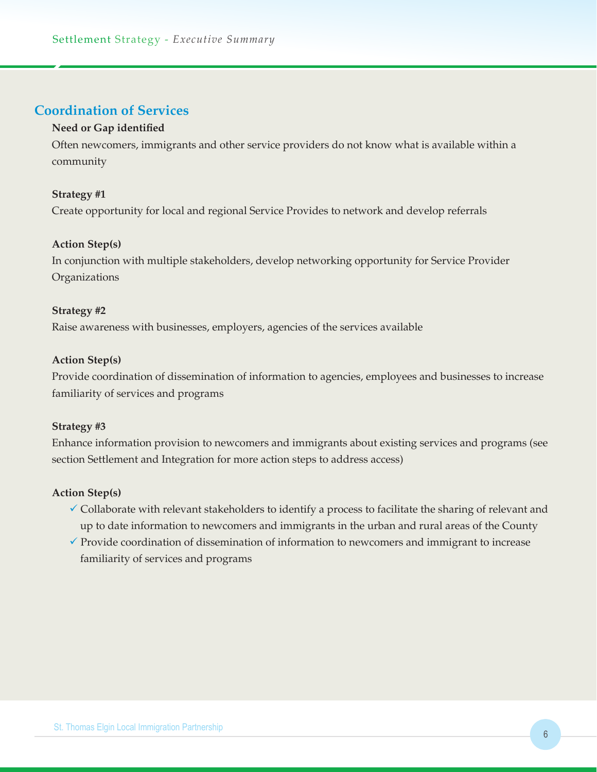## Coordination of Services

**Need or Gap identified**

Often newcomers, immigrants and other service providers do not know what is available within a community

**Strategy #1**

Create opportunity for local and regional Service Provides to network and develop referrals

**Action Step(s)**

In conjunction with multiple stakeholders, develop networking opportunity for Service Provider Organizations

**Strategy #2**

Raise awareness with businesses, employers, agencies of the services available

**Action Step(s)**

Provide coordination of dissemination of information to agencies, employees and businesses to increase familiarity of services and programs

**Strategy #3**

Enhance information provision to newcomers and immigrants about existing services and programs (see section Settlement and Integration for more action steps to address access)

**Action Step(s)**

- ✓ Collaborate with relevant stakeholders to identify a process to facilitate the sharing of relevant and up to date information to newcomers and immigrants in the urban and rural areas of the County
- ✓ Provide coordination of dissemination of information to newcomers and immigrant to increase familiarity of services and programs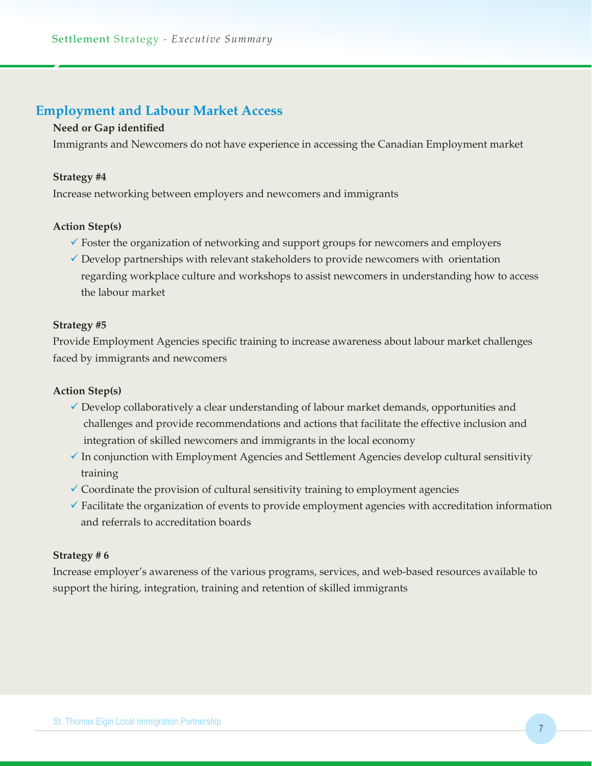## Employment and Labour Market Access

**Need or Gap identified**

Immigrants and Newcomers do not have experience in accessing the Canadian Employment market

**Strategy #4**

Increase networking between employers and newcomers and immigrants

**Action Step(s)**

- ✓ Foster the organization of networking and support groups for newcomers and employers
- ✓ Develop partnerships with relevant stakeholders to provide newcomers with orientation regarding workplace culture and workshops to assist newcomers in understanding how to access the labour market

**Strategy #5**

Provide Employment Agencies specific training to increase awareness about labour market challenges faced by immigrants and newcomers

**Action Step(s)**

- ✓ Develop collaboratively a clear understanding of labour market demands, opportunities and challenges and provide recommendations and actions that facilitate the effective inclusion and integration of skilled newcomers and immigrants in the local economy
- ✓ In conjunction with Employment Agencies and Settlement Agencies develop cultural sensitivity training
- ✓ Coordinate the provision of cultural sensitivity training to employment agencies
- ✓ Facilitate the organization of events to provide employment agencies with accreditation information and referrals to accreditation boards

**Strategy # 6**

Increase employer's awareness of the various programs, services, and web-based resources available to support the hiring, integration, training and retention of skilled immigrants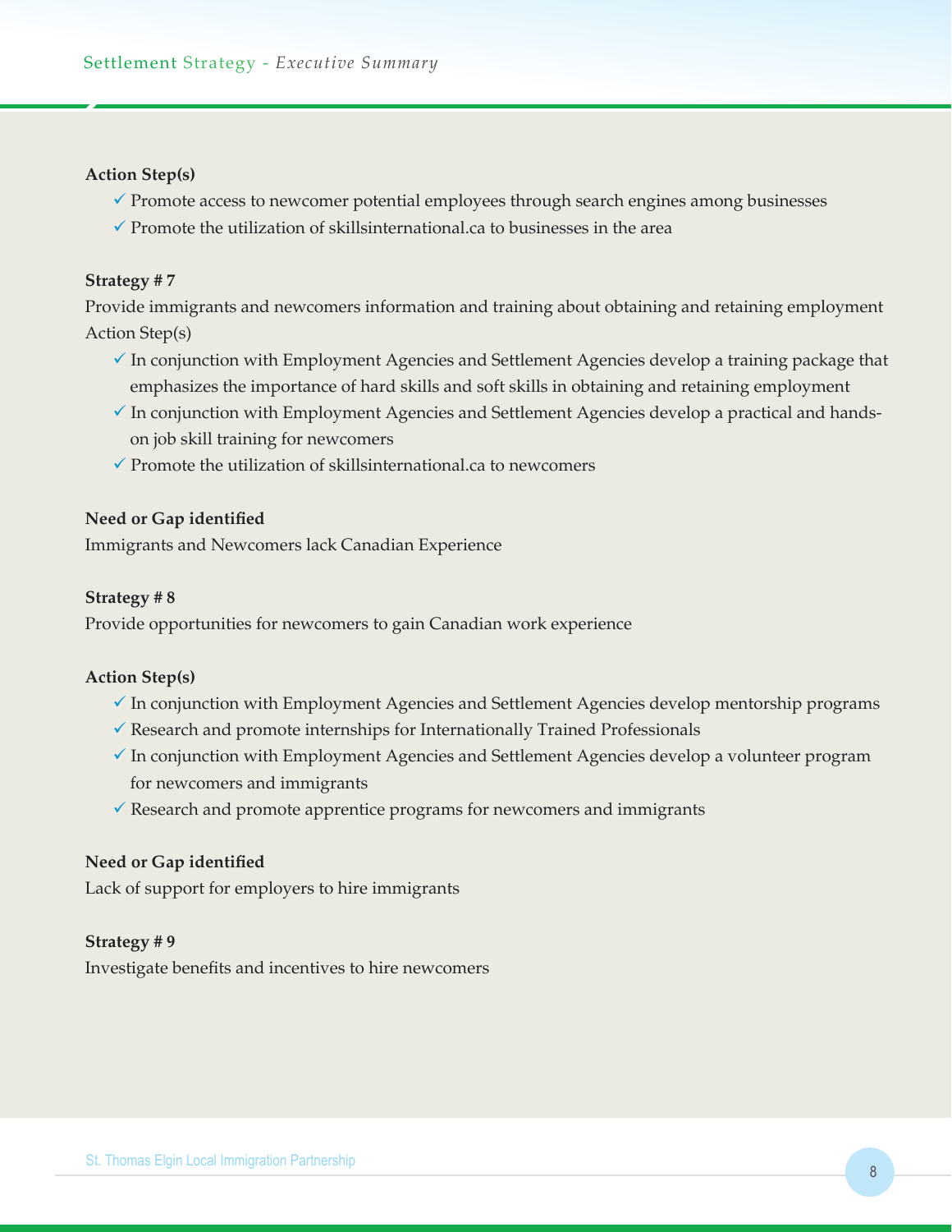**Action Step(s)**

- ✓ Promote access to newcomer potential employees through search engines among businesses
- ✓ Promote the utilization of skillsinternational.ca to businesses in the area

**Strategy # 7**

Provide immigrants and newcomers information and training about obtaining and retaining employment

Action Step(s)

- ✓ In conjunction with Employment Agencies and Settlement Agencies develop a training package that emphasizes the importance of hard skills and soft skills in obtaining and retaining employment
- ✓ In conjunction with Employment Agencies and Settlement Agencies develop a practical and hands-on job skill training for newcomers
- ✓ Promote the utilization of skillsinternational.ca to newcomers

**Need or Gap identified**

Immigrants and Newcomers lack Canadian Experience

**Strategy # 8**

Provide opportunities for newcomers to gain Canadian work experience

**Action Step(s)**

- ✓ In conjunction with Employment Agencies and Settlement Agencies develop mentorship programs
- ✓ Research and promote internships for Internationally Trained Professionals
- ✓ In conjunction with Employment Agencies and Settlement Agencies develop a volunteer program for newcomers and immigrants
- ✓ Research and promote apprentice programs for newcomers and immigrants

**Need or Gap identified**

Lack of support for employers to hire immigrants

**Strategy # 9**

Investigate benefits and incentives to hire newcomers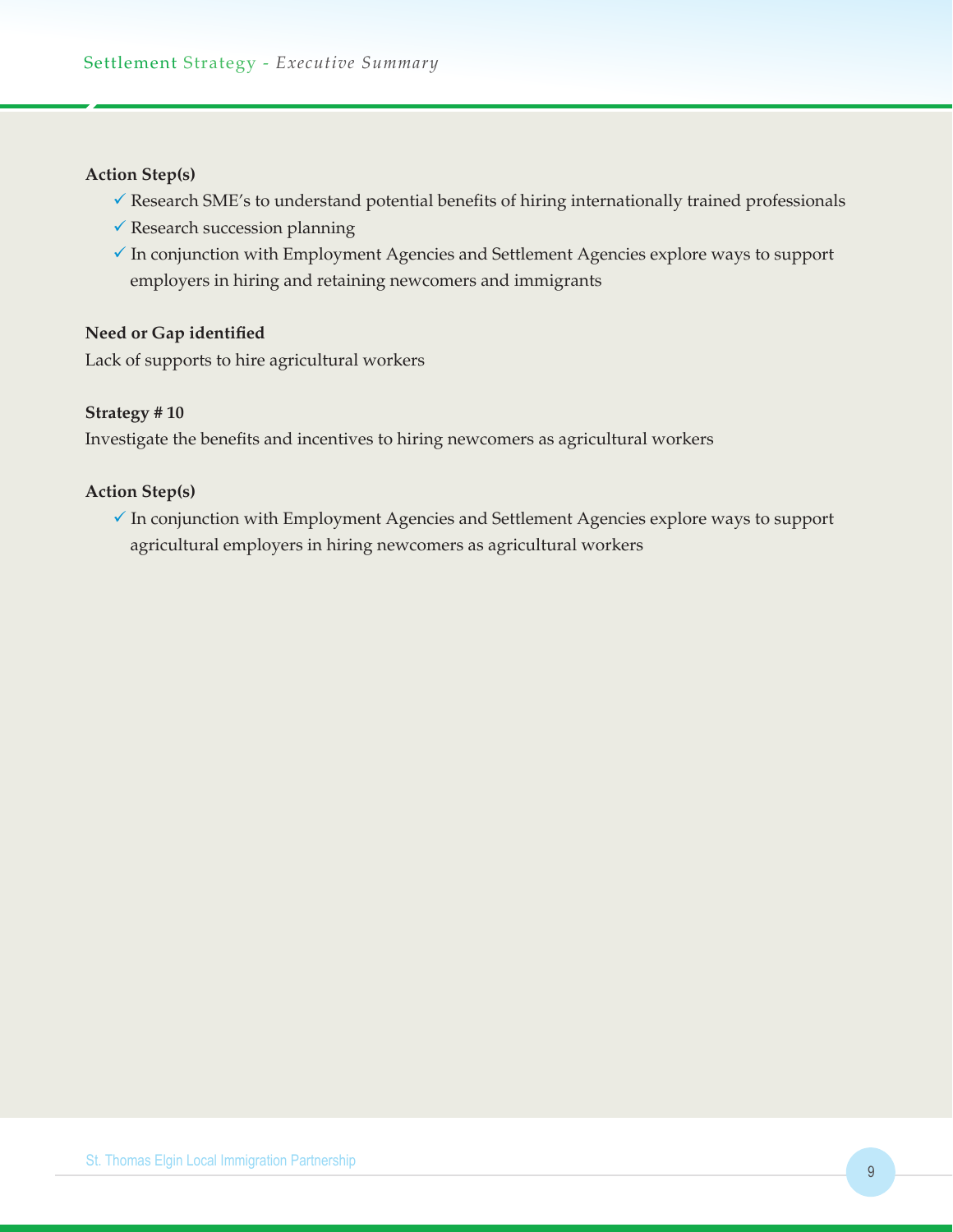**Action Step(s)**

- ✓ Research SME's to understand potential benefits of hiring internationally trained professionals
- ✓ Research succession planning
- ✓ In conjunction with Employment Agencies and Settlement Agencies explore ways to support employers in hiring and retaining newcomers and immigrants

**Need or Gap identified**

Lack of supports to hire agricultural workers

**Strategy # 10**

Investigate the benefits and incentives to hiring newcomers as agricultural workers

**Action Step(s)**

- ✓ In conjunction with Employment Agencies and Settlement Agencies explore ways to support agricultural employers in hiring newcomers as agricultural workers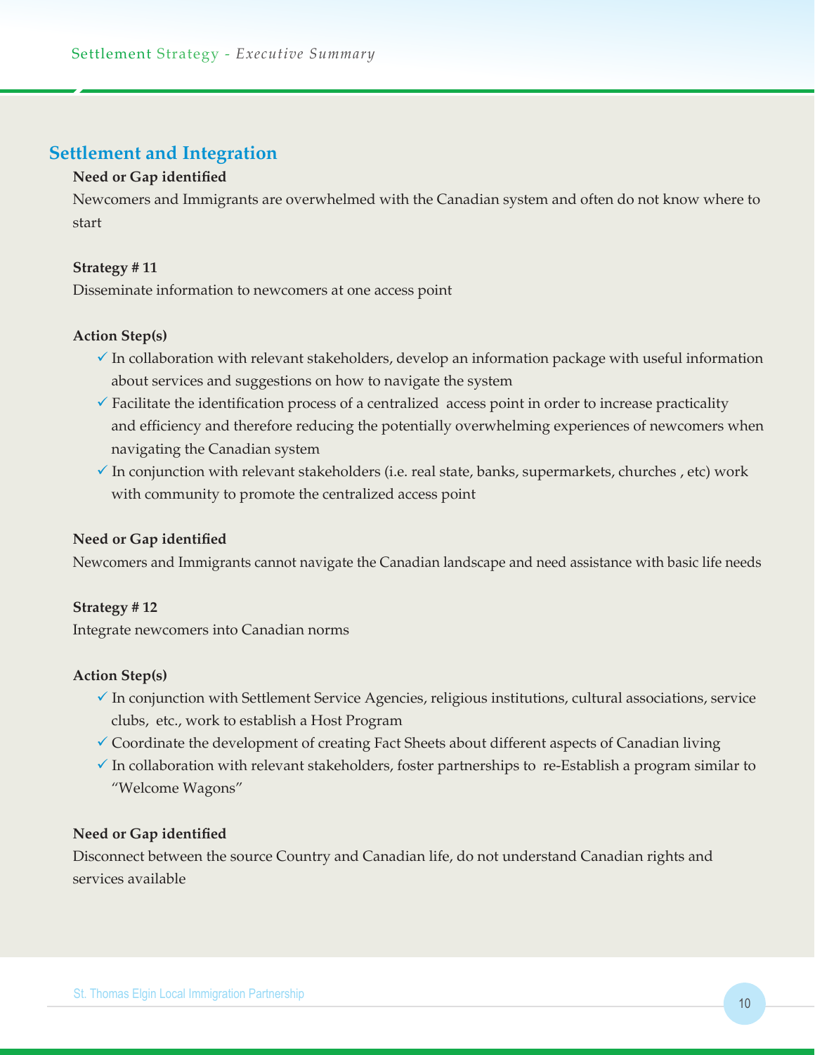## Settlement and Integration

**Need or Gap identified**

Newcomers and Immigrants are overwhelmed with the Canadian system and often do not know where to start

**Strategy # 11**

Disseminate information to newcomers at one access point

**Action Step(s)**

- ✓ In collaboration with relevant stakeholders, develop an information package with useful information about services and suggestions on how to navigate the system
- ✓ Facilitate the identification process of a centralized access point in order to increase practicality and efficiency and therefore reducing the potentially overwhelming experiences of newcomers when navigating the Canadian system
- ✓ In conjunction with relevant stakeholders (i.e. real state, banks, supermarkets, churches , etc) work with community to promote the centralized access point

**Need or Gap identified**

Newcomers and Immigrants cannot navigate the Canadian landscape and need assistance with basic life needs

**Strategy # 12**

Integrate newcomers into Canadian norms

**Action Step(s)**

- ✓ In conjunction with Settlement Service Agencies, religious institutions, cultural associations, service clubs, etc., work to establish a Host Program
- ✓ Coordinate the development of creating Fact Sheets about different aspects of Canadian living
- ✓ In collaboration with relevant stakeholders, foster partnerships to re-Establish a program similar to "Welcome Wagons"

**Need or Gap identified**

Disconnect between the source Country and Canadian life, do not understand Canadian rights and services available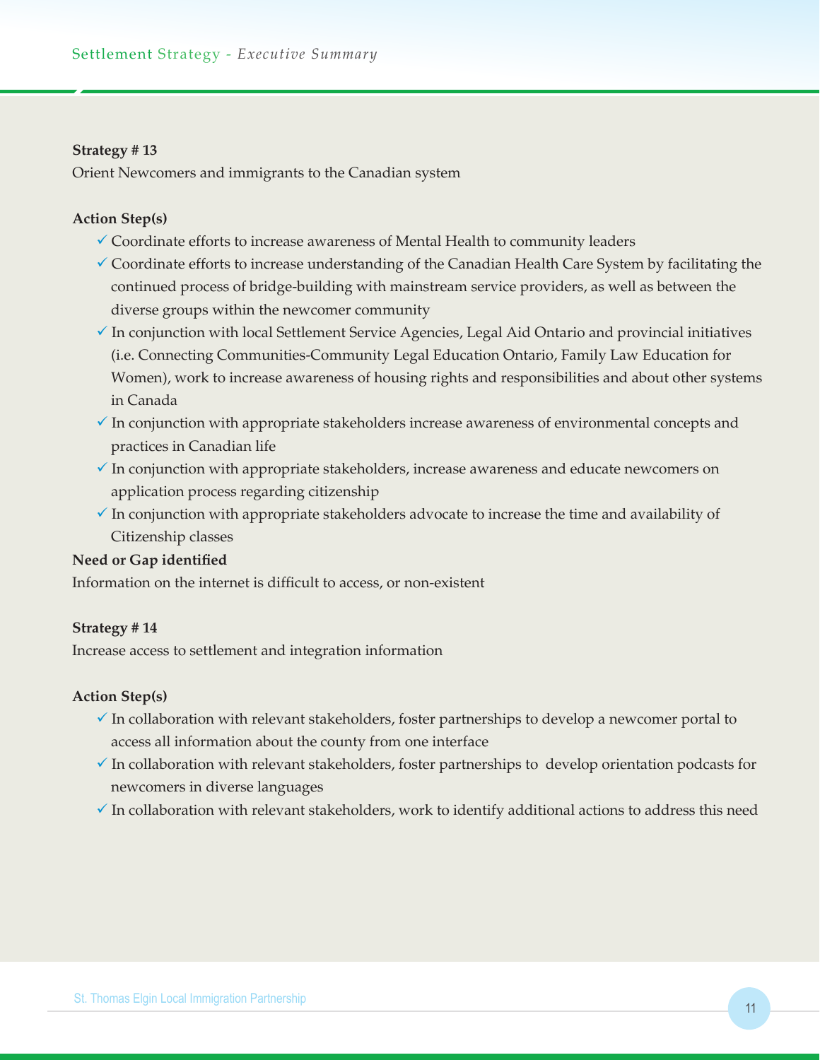**Strategy # 13**

Orient Newcomers and immigrants to the Canadian system

**Action Step(s)**

- ✓ Coordinate efforts to increase awareness of Mental Health to community leaders
- ✓ Coordinate efforts to increase understanding of the Canadian Health Care System by facilitating the continued process of bridge-building with mainstream service providers, as well as between the diverse groups within the newcomer community
- ✓ In conjunction with local Settlement Service Agencies, Legal Aid Ontario and provincial initiatives (i.e. Connecting Communities-Community Legal Education Ontario, Family Law Education for Women), work to increase awareness of housing rights and responsibilities and about other systems in Canada
- ✓ In conjunction with appropriate stakeholders increase awareness of environmental concepts and practices in Canadian life
- ✓ In conjunction with appropriate stakeholders, increase awareness and educate newcomers on application process regarding citizenship
- ✓ In conjunction with appropriate stakeholders advocate to increase the time and availability of Citizenship classes

**Need or Gap identified**

Information on the internet is difficult to access, or non-existent

**Strategy # 14**

Increase access to settlement and integration information

**Action Step(s)**

- ✓ In collaboration with relevant stakeholders, foster partnerships to develop a newcomer portal to access all information about the county from one interface
- ✓ In collaboration with relevant stakeholders, foster partnerships to develop orientation podcasts for newcomers in diverse languages
- ✓ In collaboration with relevant stakeholders, work to identify additional actions to address this need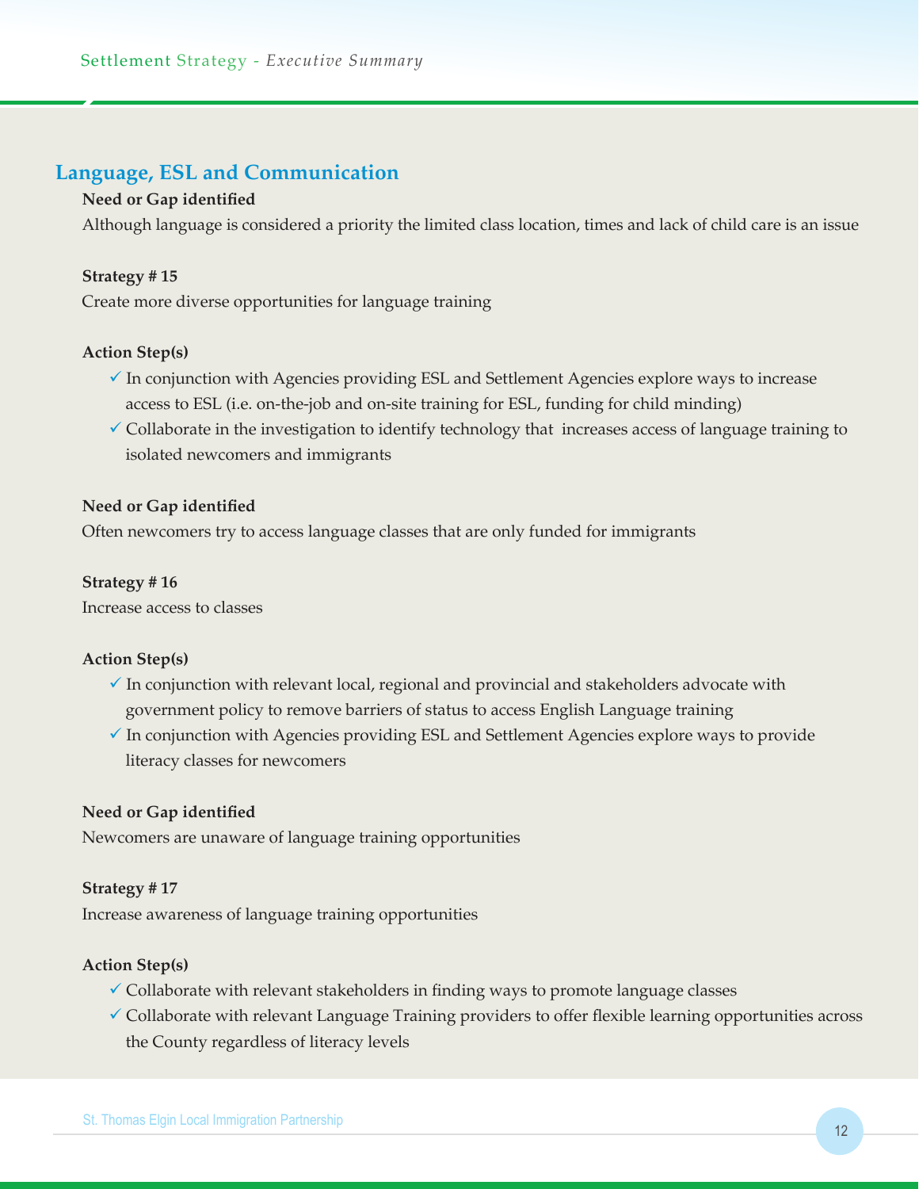## Language, ESL and Communication

**Need or Gap identified**

Although language is considered a priority the limited class location, times and lack of child care is an issue

**Strategy # 15**

Create more diverse opportunities for language training

**Action Step(s)**

- ✓ In conjunction with Agencies providing ESL and Settlement Agencies explore ways to increase access to ESL (i.e. on-the-job and on-site training for ESL, funding for child minding)
- ✓ Collaborate in the investigation to identify technology that increases access of language training to isolated newcomers and immigrants

**Need or Gap identified**

Often newcomers try to access language classes that are only funded for immigrants

**Strategy # 16**

Increase access to classes

**Action Step(s)**

- ✓ In conjunction with relevant local, regional and provincial and stakeholders advocate with government policy to remove barriers of status to access English Language training
- ✓ In conjunction with Agencies providing ESL and Settlement Agencies explore ways to provide literacy classes for newcomers

**Need or Gap identified**

Newcomers are unaware of language training opportunities

**Strategy # 17**

Increase awareness of language training opportunities

**Action Step(s)**

- ✓ Collaborate with relevant stakeholders in finding ways to promote language classes
- ✓ Collaborate with relevant Language Training providers to offer flexible learning opportunities across the County regardless of literacy levels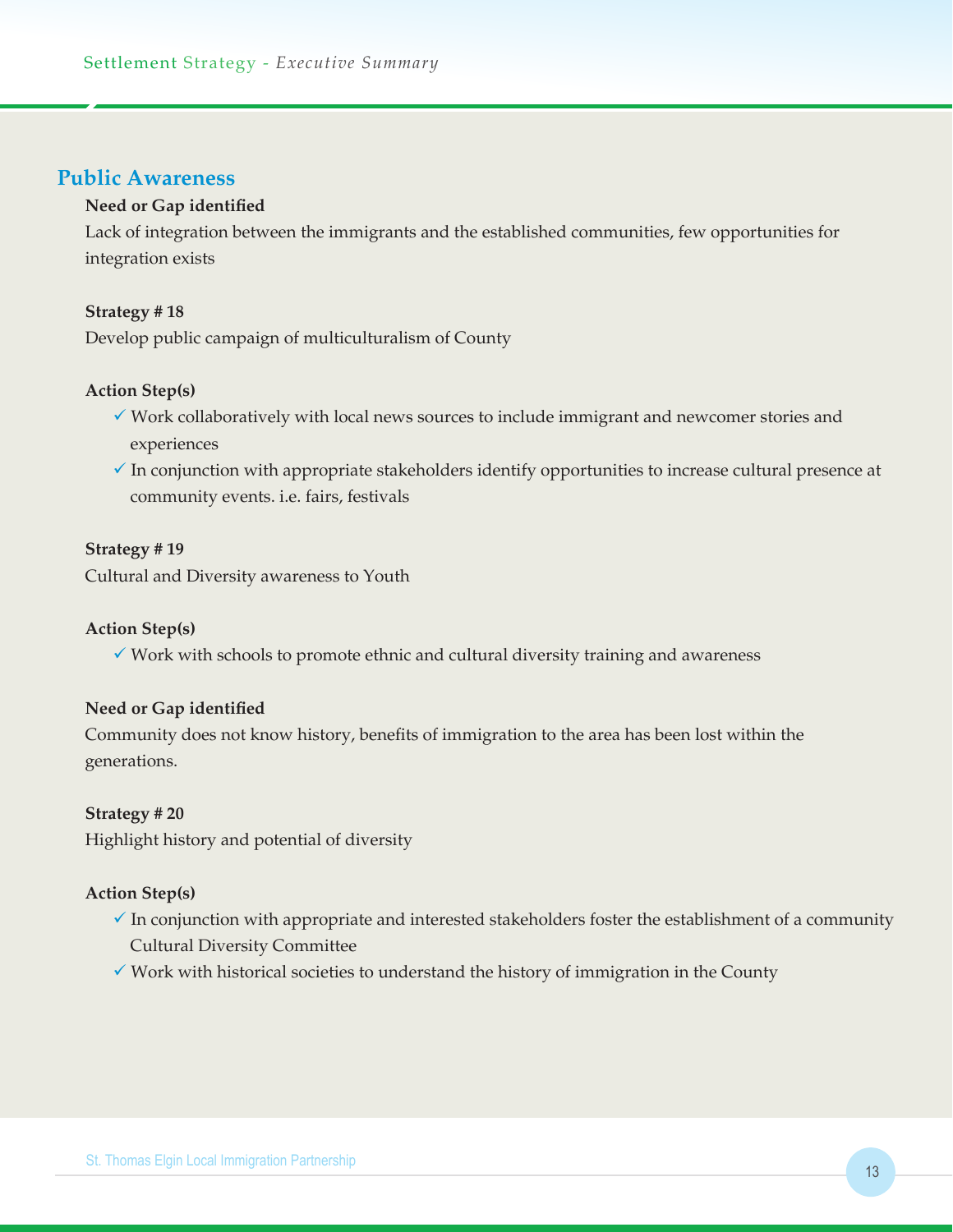## Public Awareness

**Need or Gap identified**

Lack of integration between the immigrants and the established communities, few opportunities for integration exists

**Strategy # 18**

Develop public campaign of multiculturalism of County

**Action Step(s)**

- ✓ Work collaboratively with local news sources to include immigrant and newcomer stories and experiences
- ✓ In conjunction with appropriate stakeholders identify opportunities to increase cultural presence at community events. i.e. fairs, festivals

**Strategy # 19**

Cultural and Diversity awareness to Youth

**Action Step(s)**

- ✓ Work with schools to promote ethnic and cultural diversity training and awareness

**Need or Gap identified**

Community does not know history, benefits of immigration to the area has been lost within the generations.

**Strategy # 20**

Highlight history and potential of diversity

**Action Step(s)**

- ✓ In conjunction with appropriate and interested stakeholders foster the establishment of a community Cultural Diversity Committee
- ✓ Work with historical societies to understand the history of immigration in the County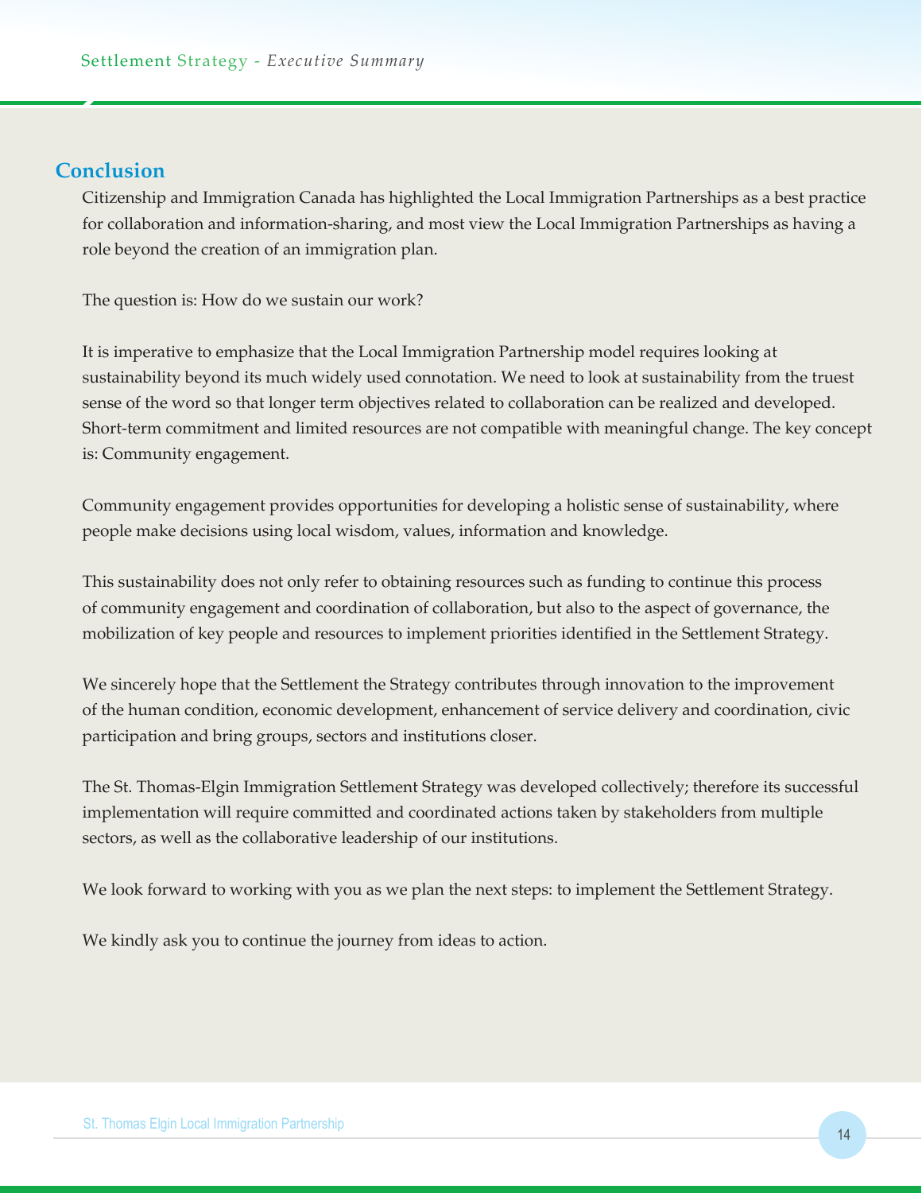## Conclusion

Citizenship and Immigration Canada has highlighted the Local Immigration Partnerships as a best practice for collaboration and information-sharing, and most view the Local Immigration Partnerships as having a role beyond the creation of an immigration plan.

The question is: How do we sustain our work?

It is imperative to emphasize that the Local Immigration Partnership model requires looking at sustainability beyond its much widely used connotation. We need to look at sustainability from the truest sense of the word so that longer term objectives related to collaboration can be realized and developed. Short-term commitment and limited resources are not compatible with meaningful change. The key concept is: Community engagement.

Community engagement provides opportunities for developing a holistic sense of sustainability, where people make decisions using local wisdom, values, information and knowledge.

This sustainability does not only refer to obtaining resources such as funding to continue this process of community engagement and coordination of collaboration, but also to the aspect of governance, the mobilization of key people and resources to implement priorities identified in the Settlement Strategy.

We sincerely hope that the Settlement the Strategy contributes through innovation to the improvement of the human condition, economic development, enhancement of service delivery and coordination, civic participation and bring groups, sectors and institutions closer.

The St. Thomas-Elgin Immigration Settlement Strategy was developed collectively; therefore its successful implementation will require committed and coordinated actions taken by stakeholders from multiple sectors, as well as the collaborative leadership of our institutions.

We look forward to working with you as we plan the next steps: to implement the Settlement Strategy.

We kindly ask you to continue the journey from ideas to action.